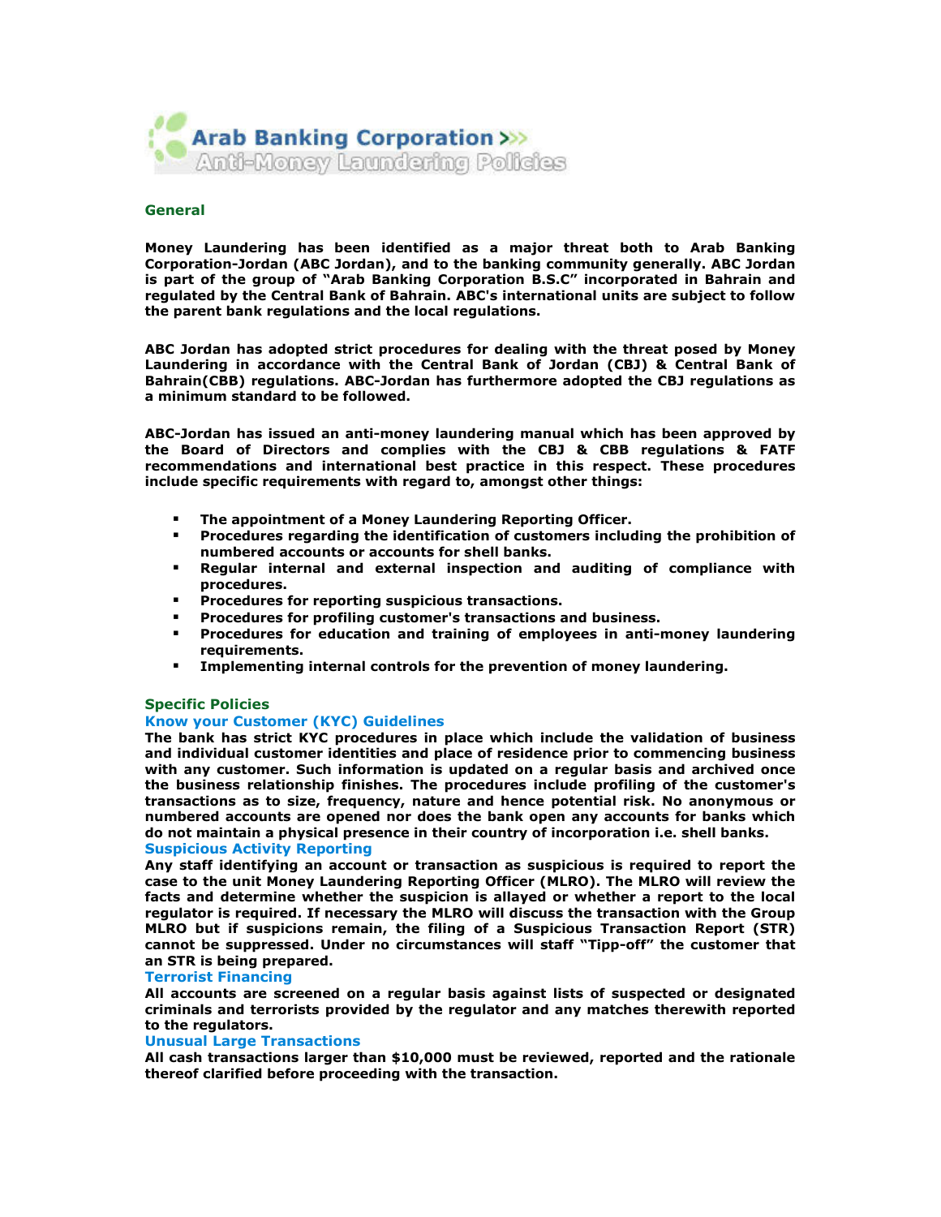# Arab Banking Corporation

## Anti-Money Laundering Policies

### General

**Money Laundering has been identified as a major threat both to Arab Banking Corporation-Jordan (ABC Jordan), and to the banking community generally. ABC Jordan is part of the group of "Arab Banking Corporation B.S.C" incorporated in Bahrain and regulated by the Central Bank of Bahrain. ABC's international units are subject to follow the parent bank regulations and the local regulations.**

**ABC Jordan has adopted strict procedures for dealing with the threat posed by Money Laundering in accordance with the Central Bank of Jordan (CBJ) & Central Bank of Bahrain(CBB) regulations. ABC-Jordan has furthermore adopted the CBJ regulations as a minimum standard to be followed.**

**ABC-Jordan has issued an anti-money laundering manual which has been approved by the Board of Directors and complies with the CBJ & CBB regulations & FATF recommendations and international best practice in this respect. These procedures include specific requirements with regard to, amongst other things:**

- **The appointment of a Money Laundering Reporting Officer.**
- **Procedures regarding the identification of customers including the prohibition of numbered accounts or accounts for shell banks.**
- **Regular internal and external inspection and auditing of compliance with procedures.**
- **Procedures for reporting suspicious transactions.**
- **Procedures for profiling customer's transactions and business.**
- **Procedures for education and training of employees in anti-money laundering requirements.**
- **Implementing internal controls for the prevention of money laundering.**

### Specific Policies

#### Know your Customer (KYC) Guidelines

**The bank has strict KYC procedures in place which include the validation of business and individual customer identities and place of residence prior to commencing business with any customer. Such information is updated on a regular basis and archived once the business relationship finishes. The procedures include profiling of the customer's transactions as to size, frequency, nature and hence potential risk. No anonymous or numbered accounts are opened nor does the bank open any accounts for banks which do not maintain a physical presence in their country of incorporation i.e. shell banks.**

#### Suspicious Activity Reporting

**Any staff identifying an account or transaction as suspicious is required to report the case to the unit Money Laundering Reporting Officer (MLRO). The MLRO will review the facts and determine whether the suspicion is allayed or whether a report to the local regulator is required. If necessary the MLRO will discuss the transaction with the Group MLRO but if suspicions remain, the filing of a Suspicious Transaction Report (STR) cannot be suppressed. Under no circumstances will staff "Tipp-off" the customer that an STR is being prepared.**

#### Terrorist Financing

**All accounts are screened on a regular basis against lists of suspected or designated criminals and terrorists provided by the regulator and any matches therewith reported to the regulators.**

#### Unusual Large Transactions

**All cash transactions larger than $10,000 must be reviewed, reported and the rationale thereof clarified before proceeding with the transaction.**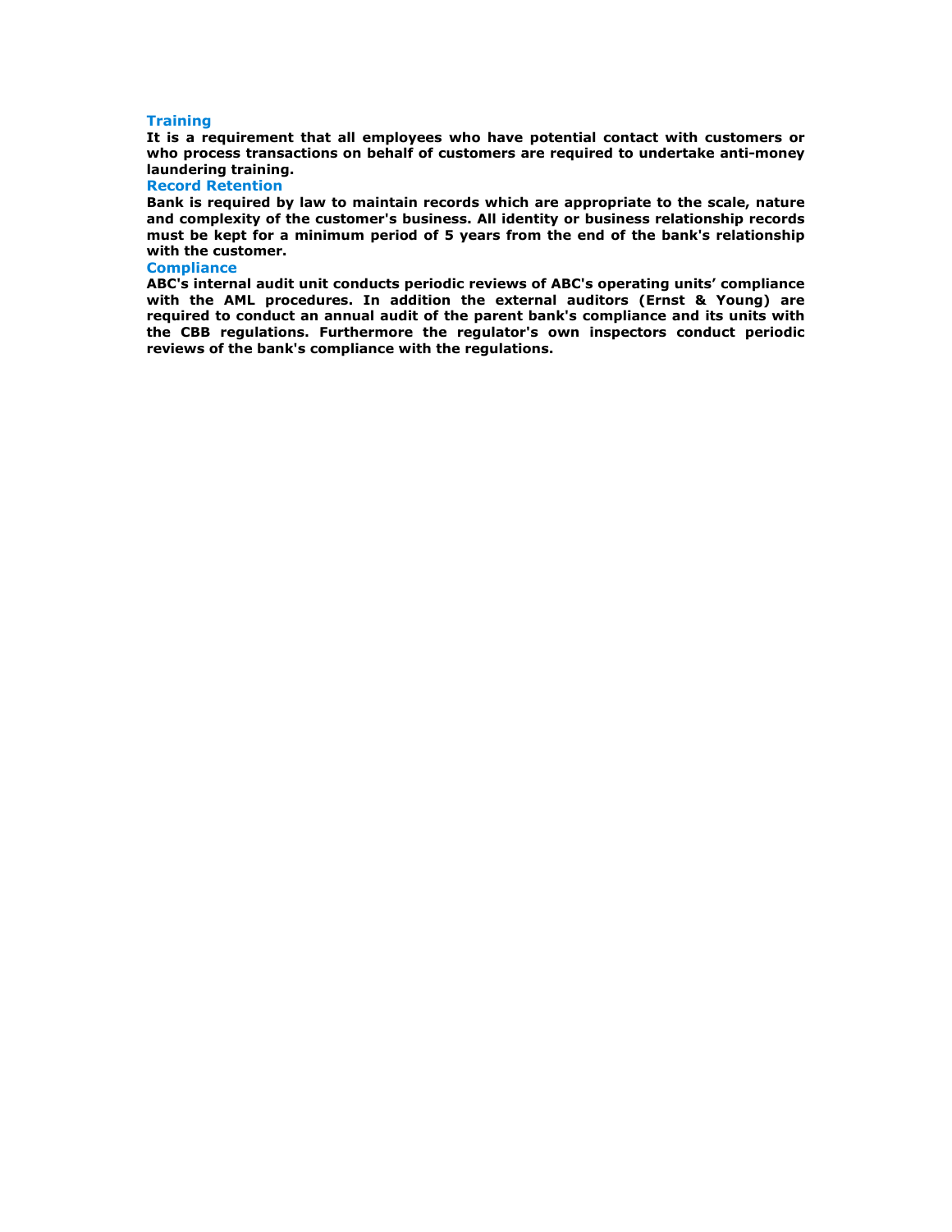### Training

**It is a requirement that all employees who have potential contact with customers or who process transactions on behalf of customers are required to undertake anti-money laundering training.**

### Record Retention

**Bank is required by law to maintain records which are appropriate to the scale, nature and complexity of the customer's business. All identity or business relationship records must be kept for a minimum period of 5 years from the end of the bank's relationship with the customer.**

### Compliance

**ABC's internal audit unit conducts periodic reviews of ABC's operating units' compliance with the AML procedures. In addition the external auditors (Ernst & Young) are required to conduct an annual audit of the parent bank's compliance and its units with the CBB regulations. Furthermore the regulator's own inspectors conduct periodic reviews of the bank's compliance with the regulations.**